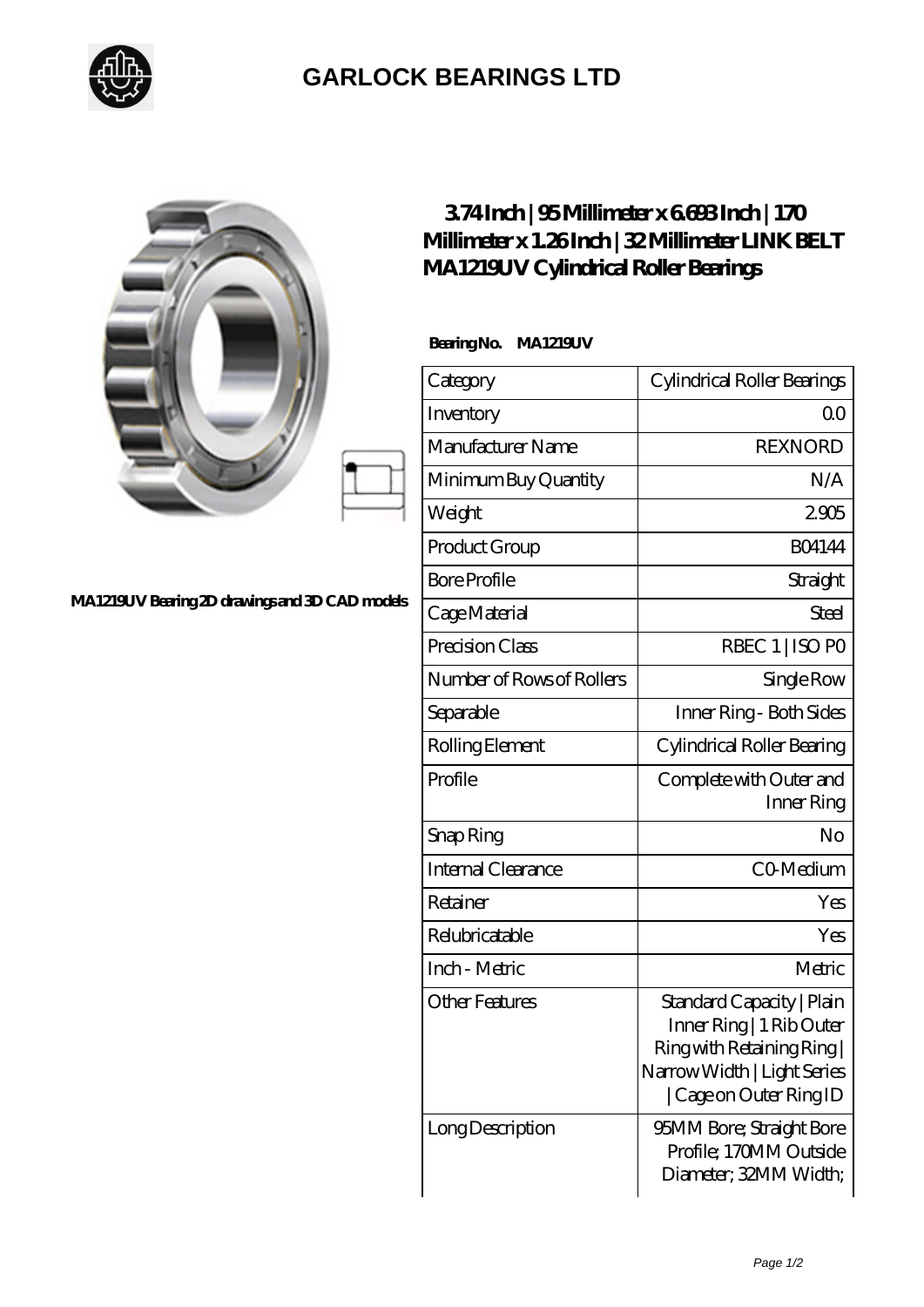## GARLOCK BEARINGS LTD

# 3.74 Inch | 95 Millimeter x 6.693 Inch | 170 Millimeter x 1.26 Inch | 32 Millimeter LINK BELT MA1219UV Cylindrical Roller Bearings

MA1219UV Bearing 2D drawings and 3D CAD models

**Bearing No. MA1219UV**

| Category | Cylindrical Roller Bearings |
|---|---|
| Inventory | 0.0 |
| Manufacturer Name | REXNORD |
| Minimum Buy Quantity | N/A |
| Weight | 2.905 |
| Product Group | B04144 |
| Bore Profile | Straight |
| Cage Material | Steel |
| Precision Class | RBEC 1 \| ISO P0 |
| Number of Rows of Rollers | Single Row |
| Separable | Inner Ring - Both Sides |
| Rolling Element | Cylindrical Roller Bearing |
| Profile | Complete with Outer and Inner Ring |
| Snap Ring | No |
| Internal Clearance | C0-Medium |
| Retainer | Yes |
| Relubricatable | Yes |
| Inch - Metric | Metric |
| Other Features | Standard Capacity \| Plain Inner Ring \| 1 Rib Outer Ring with Retaining Ring \| Narrow Width \| Light Series \| Cage on Outer Ring ID |
| Long Description | 95MM Bore; Straight Bore Profile; 170MM Outside Diameter; 32MM Width; |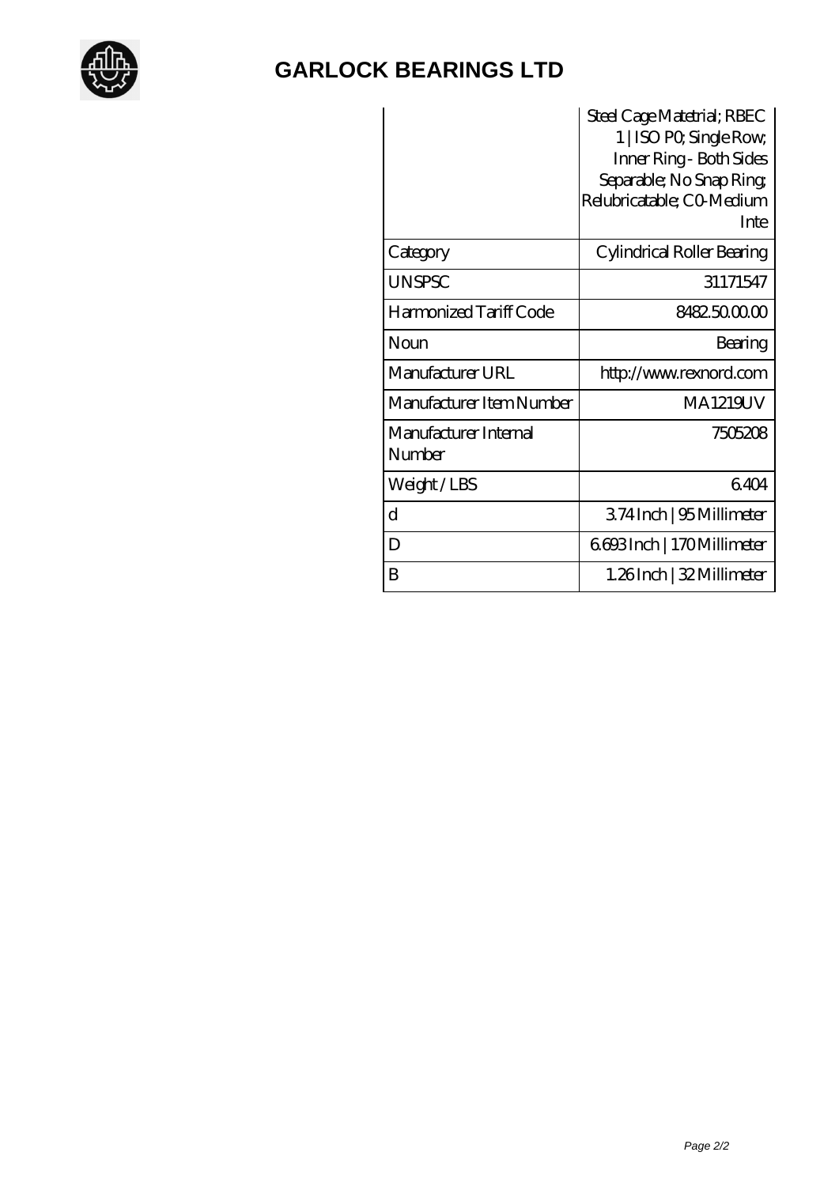| | |
|---|---|
| | Steel Cage Matetrial; RBEC 1 \| ISO P0; Single Row; Inner Ring - Both Sides Separable; No Snap Ring; Relubricatable; C0-Medium Inte |
| Category | Cylindrical Roller Bearing |
| UNSPSC | 31171547 |
| Harmonized Tariff Code | 8482.50.00.00 |
| Noun | Bearing |
| Manufacturer URL | http://www.rexnord.com |
| Manufacturer Item Number | MA1219UV |
| Manufacturer Internal Number | 7505208 |
| Weight / LBS | 6.404 |
| d | 3.74 Inch \| 95 Millimeter |
| D | 6.693 Inch \| 170 Millimeter |
| B | 1.26 Inch \| 32 Millimeter |